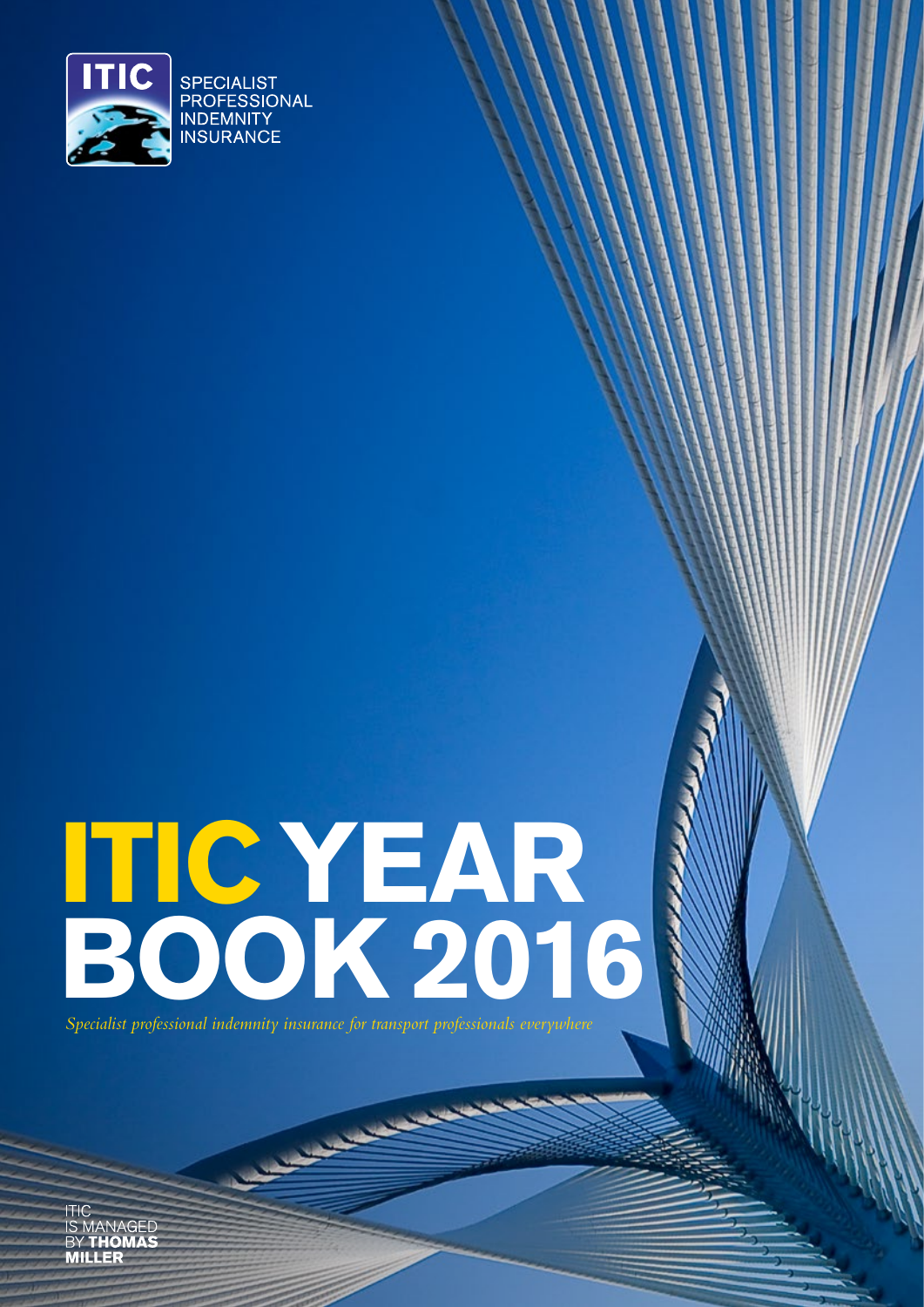ITIC

SPECIALIST PROFESSIONAL INDEMNITY INSURANCE

# ITIC YEAR BOOK 2016

*Specialist professional indemnity insurance for transport professionals everywhere*

ITIC IS MANAGED BY **THOMAS MILLER**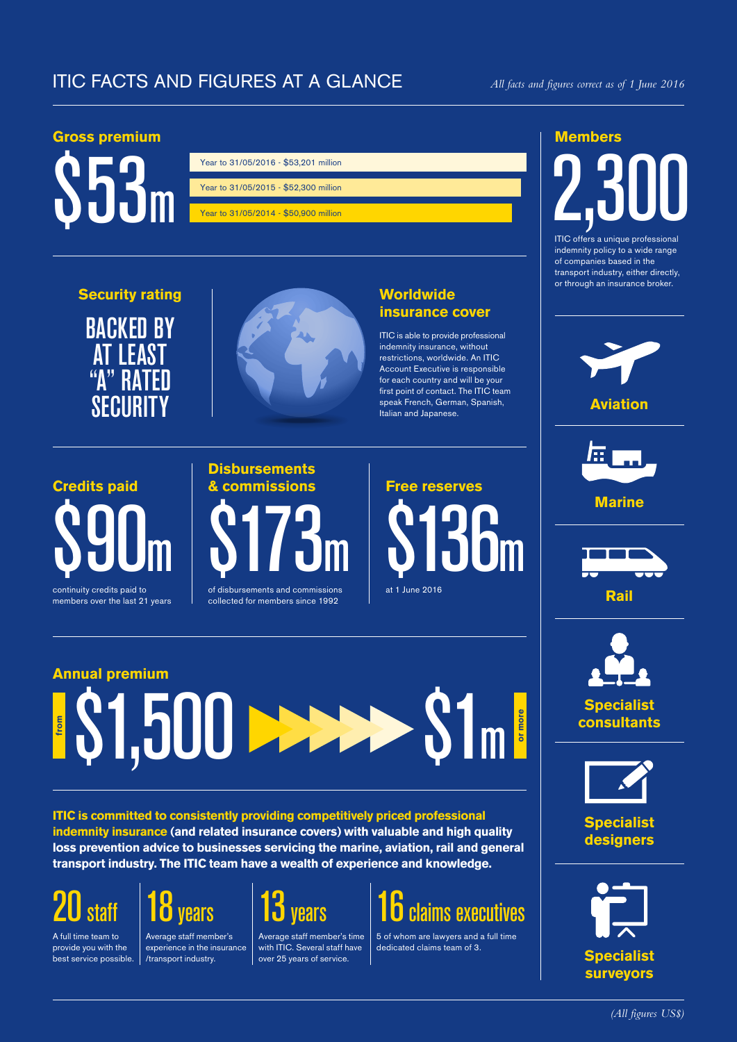# ITIC FACTS AND FIGURES AT A GLANCE

*All facts and figures correct as of 1 June 2016*

## Gross premium

**$53m**

- Year to 31/05/2016 - $53,201 million
- Year to 31/05/2015 - $52,300 million
- Year to 31/05/2014 - $50,900 million

## Security rating

BACKED BY AT LEAST "A" RATED SECURITY

## Worldwide insurance cover

ITIC is able to provide professional indemnity insurance, without restrictions, worldwide. An ITIC Account Executive is responsible for each country and will be your first point of contact. The ITIC team speak French, German, Spanish, Italian and Japanese.

## Credits paid

**$90m**

continuity credits paid to members over the last 21 years

## Disbursements & commissions

**$173m**

of disbursements and commissions collected for members since 1992

## Free reserves

**$136m**

at 1 June 2016

## Annual premium

from **$1,500** to **$1m** or more

**ITIC is committed to consistently providing competitively priced professional indemnity insurance (and related insurance covers) with valuable and high quality loss prevention advice to businesses servicing the marine, aviation, rail and general transport industry. The ITIC team have a wealth of experience and knowledge.**

**20 staff**
A full time team to provide you with the best service possible.

**18 years**
Average staff member's experience in the insurance /transport industry.

**13 years**
Average staff member's time with ITIC. Several staff have over 25 years of service.

**16 claims executives**
5 of whom are lawyers and a full time dedicated claims team of 3.

## Members

**2,300**

ITIC offers a unique professional indemnity policy to a wide range of companies based in the transport industry, either directly, or through an insurance broker.

- Aviation
- Marine
- Rail
- Specialist consultants
- Specialist designers
- Specialist surveyors

*(All figures US$)*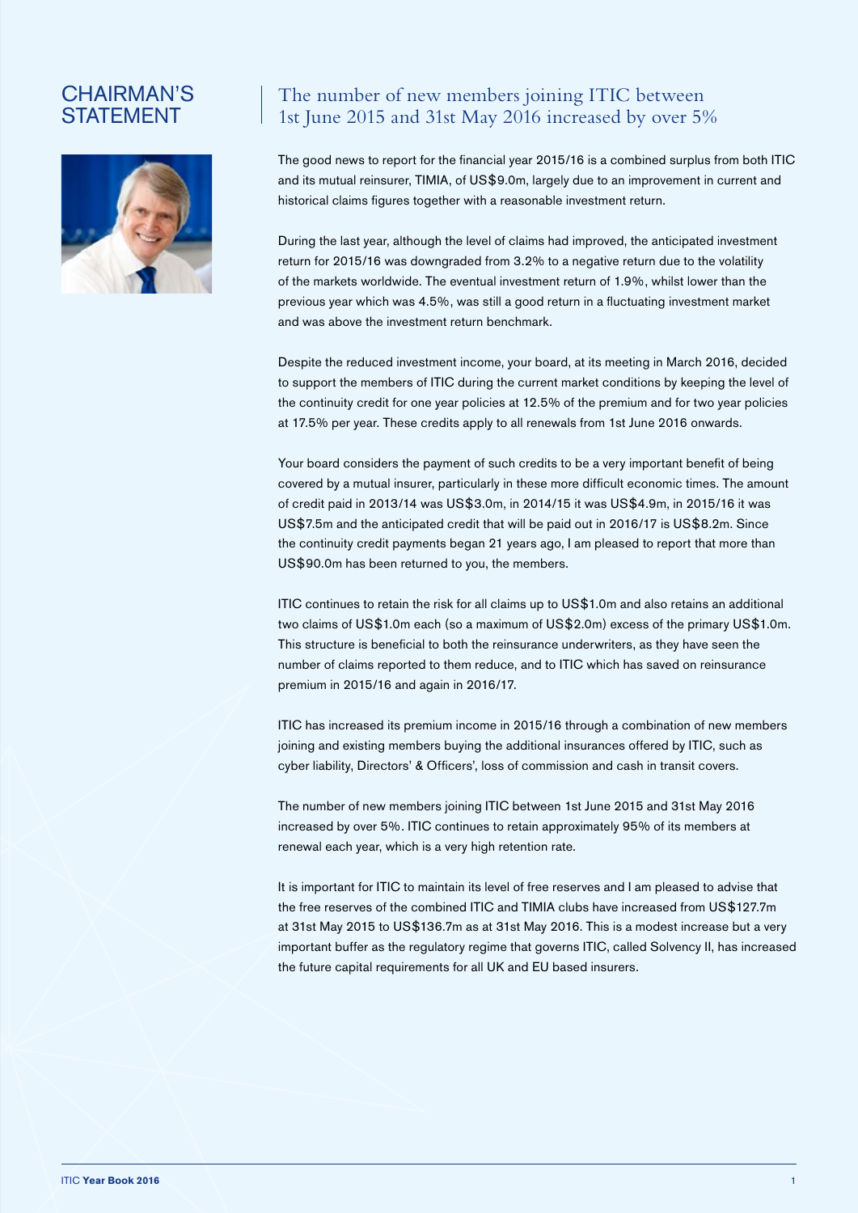# CHAIRMAN'S STATEMENT

## The number of new members joining ITIC between 1st June 2015 and 31st May 2016 increased by over 5%

The good news to report for the financial year 2015/16 is a combined surplus from both ITIC and its mutual reinsurer, TIMIA, of US$9.0m, largely due to an improvement in current and historical claims figures together with a reasonable investment return.

During the last year, although the level of claims had improved, the anticipated investment return for 2015/16 was downgraded from 3.2% to a negative return due to the volatility of the markets worldwide. The eventual investment return of 1.9%, whilst lower than the previous year which was 4.5%, was still a good return in a fluctuating investment market and was above the investment return benchmark.

Despite the reduced investment income, your board, at its meeting in March 2016, decided to support the members of ITIC during the current market conditions by keeping the level of the continuity credit for one year policies at 12.5% of the premium and for two year policies at 17.5% per year. These credits apply to all renewals from 1st June 2016 onwards.

Your board considers the payment of such credits to be a very important benefit of being covered by a mutual insurer, particularly in these more difficult economic times. The amount of credit paid in 2013/14 was US$3.0m, in 2014/15 it was US$4.9m, in 2015/16 it was US$7.5m and the anticipated credit that will be paid out in 2016/17 is US$8.2m. Since the continuity credit payments began 21 years ago, I am pleased to report that more than US$90.0m has been returned to you, the members.

ITIC continues to retain the risk for all claims up to US$1.0m and also retains an additional two claims of US$1.0m each (so a maximum of US$2.0m) excess of the primary US$1.0m. This structure is beneficial to both the reinsurance underwriters, as they have seen the number of claims reported to them reduce, and to ITIC which has saved on reinsurance premium in 2015/16 and again in 2016/17.

ITIC has increased its premium income in 2015/16 through a combination of new members joining and existing members buying the additional insurances offered by ITIC, such as cyber liability, Directors' & Officers', loss of commission and cash in transit covers.

The number of new members joining ITIC between 1st June 2015 and 31st May 2016 increased by over 5%. ITIC continues to retain approximately 95% of its members at renewal each year, which is a very high retention rate.

It is important for ITIC to maintain its level of free reserves and I am pleased to advise that the free reserves of the combined ITIC and TIMIA clubs have increased from US$127.7m at 31st May 2015 to US$136.7m as at 31st May 2016. This is a modest increase but a very important buffer as the regulatory regime that governs ITIC, called Solvency II, has increased the future capital requirements for all UK and EU based insurers.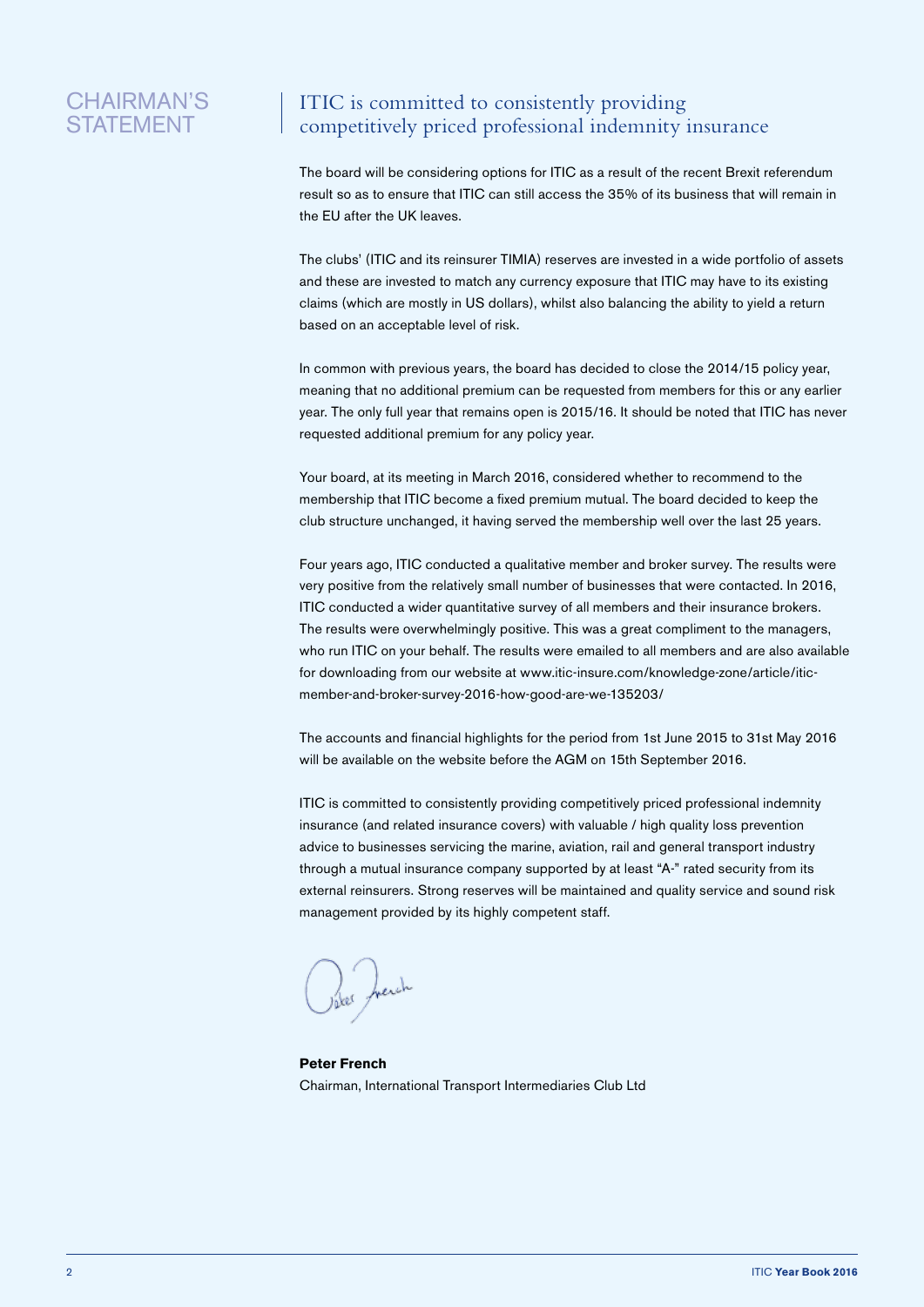# CHAIRMAN'S STATEMENT

## ITIC is committed to consistently providing competitively priced professional indemnity insurance

The board will be considering options for ITIC as a result of the recent Brexit referendum result so as to ensure that ITIC can still access the 35% of its business that will remain in the EU after the UK leaves.

The clubs' (ITIC and its reinsurer TIMIA) reserves are invested in a wide portfolio of assets and these are invested to match any currency exposure that ITIC may have to its existing claims (which are mostly in US dollars), whilst also balancing the ability to yield a return based on an acceptable level of risk.

In common with previous years, the board has decided to close the 2014/15 policy year, meaning that no additional premium can be requested from members for this or any earlier year. The only full year that remains open is 2015/16. It should be noted that ITIC has never requested additional premium for any policy year.

Your board, at its meeting in March 2016, considered whether to recommend to the membership that ITIC become a fixed premium mutual. The board decided to keep the club structure unchanged, it having served the membership well over the last 25 years.

Four years ago, ITIC conducted a qualitative member and broker survey. The results were very positive from the relatively small number of businesses that were contacted. In 2016, ITIC conducted a wider quantitative survey of all members and their insurance brokers. The results were overwhelmingly positive. This was a great compliment to the managers, who run ITIC on your behalf. The results were emailed to all members and are also available for downloading from our website at www.itic-insure.com/knowledge-zone/article/itic-member-and-broker-survey-2016-how-good-are-we-135203/

The accounts and financial highlights for the period from 1st June 2015 to 31st May 2016 will be available on the website before the AGM on 15th September 2016.

ITIC is committed to consistently providing competitively priced professional indemnity insurance (and related insurance covers) with valuable / high quality loss prevention advice to businesses servicing the marine, aviation, rail and general transport industry through a mutual insurance company supported by at least "A-" rated security from its external reinsurers. Strong reserves will be maintained and quality service and sound risk management provided by its highly competent staff.

**Peter French**
Chairman, International Transport Intermediaries Club Ltd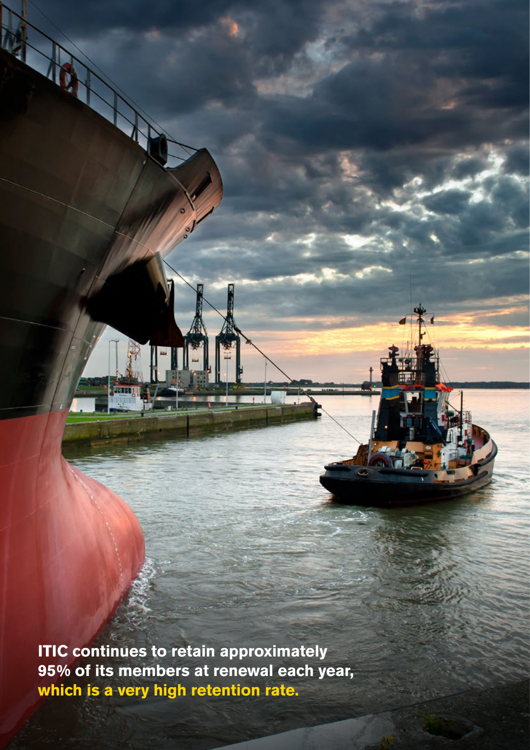**ITIC continues to retain approximately 95% of its members at renewal each year, which is a very high retention rate.**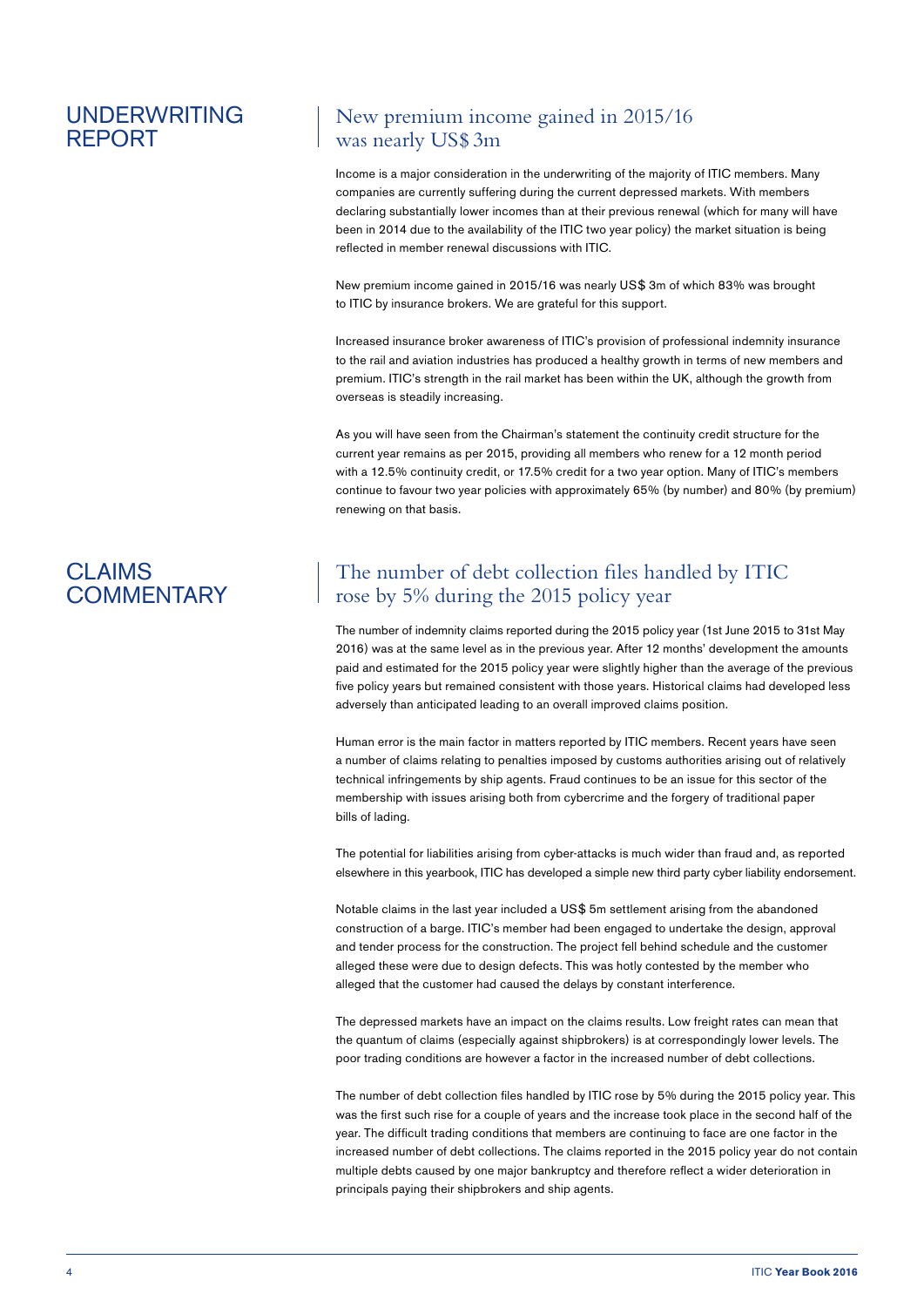# UNDERWRITING REPORT

## New premium income gained in 2015/16 was nearly US$ 3m

Income is a major consideration in the underwriting of the majority of ITIC members. Many companies are currently suffering during the current depressed markets. With members declaring substantially lower incomes than at their previous renewal (which for many will have been in 2014 due to the availability of the ITIC two year policy) the market situation is being reflected in member renewal discussions with ITIC.

New premium income gained in 2015/16 was nearly US$ 3m of which 83% was brought to ITIC by insurance brokers. We are grateful for this support.

Increased insurance broker awareness of ITIC's provision of professional indemnity insurance to the rail and aviation industries has produced a healthy growth in terms of new members and premium. ITIC's strength in the rail market has been within the UK, although the growth from overseas is steadily increasing.

As you will have seen from the Chairman's statement the continuity credit structure for the current year remains as per 2015, providing all members who renew for a 12 month period with a 12.5% continuity credit, or 17.5% credit for a two year option. Many of ITIC's members continue to favour two year policies with approximately 65% (by number) and 80% (by premium) renewing on that basis.

# CLAIMS COMMENTARY

## The number of debt collection files handled by ITIC rose by 5% during the 2015 policy year

The number of indemnity claims reported during the 2015 policy year (1st June 2015 to 31st May 2016) was at the same level as in the previous year. After 12 months' development the amounts paid and estimated for the 2015 policy year were slightly higher than the average of the previous five policy years but remained consistent with those years. Historical claims had developed less adversely than anticipated leading to an overall improved claims position.

Human error is the main factor in matters reported by ITIC members. Recent years have seen a number of claims relating to penalties imposed by customs authorities arising out of relatively technical infringements by ship agents. Fraud continues to be an issue for this sector of the membership with issues arising both from cybercrime and the forgery of traditional paper bills of lading.

The potential for liabilities arising from cyber-attacks is much wider than fraud and, as reported elsewhere in this yearbook, ITIC has developed a simple new third party cyber liability endorsement.

Notable claims in the last year included a US$ 5m settlement arising from the abandoned construction of a barge. ITIC's member had been engaged to undertake the design, approval and tender process for the construction. The project fell behind schedule and the customer alleged these were due to design defects. This was hotly contested by the member who alleged that the customer had caused the delays by constant interference.

The depressed markets have an impact on the claims results. Low freight rates can mean that the quantum of claims (especially against shipbrokers) is at correspondingly lower levels. The poor trading conditions are however a factor in the increased number of debt collections.

The number of debt collection files handled by ITIC rose by 5% during the 2015 policy year. This was the first such rise for a couple of years and the increase took place in the second half of the year. The difficult trading conditions that members are continuing to face are one factor in the increased number of debt collections. The claims reported in the 2015 policy year do not contain multiple debts caused by one major bankruptcy and therefore reflect a wider deterioration in principals paying their shipbrokers and ship agents.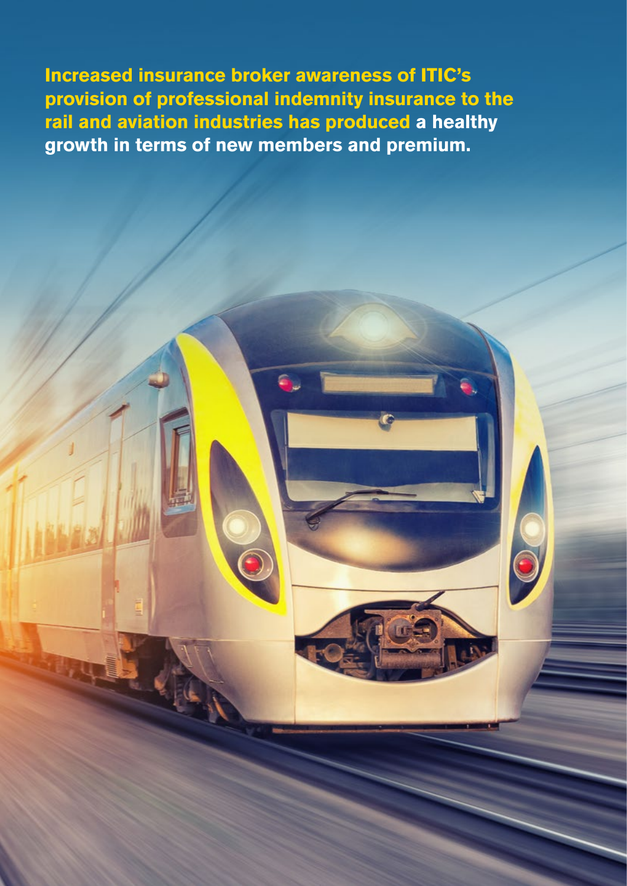**Increased insurance broker awareness of ITIC's provision of professional indemnity insurance to the rail and aviation industries has produced a healthy growth in terms of new members and premium.**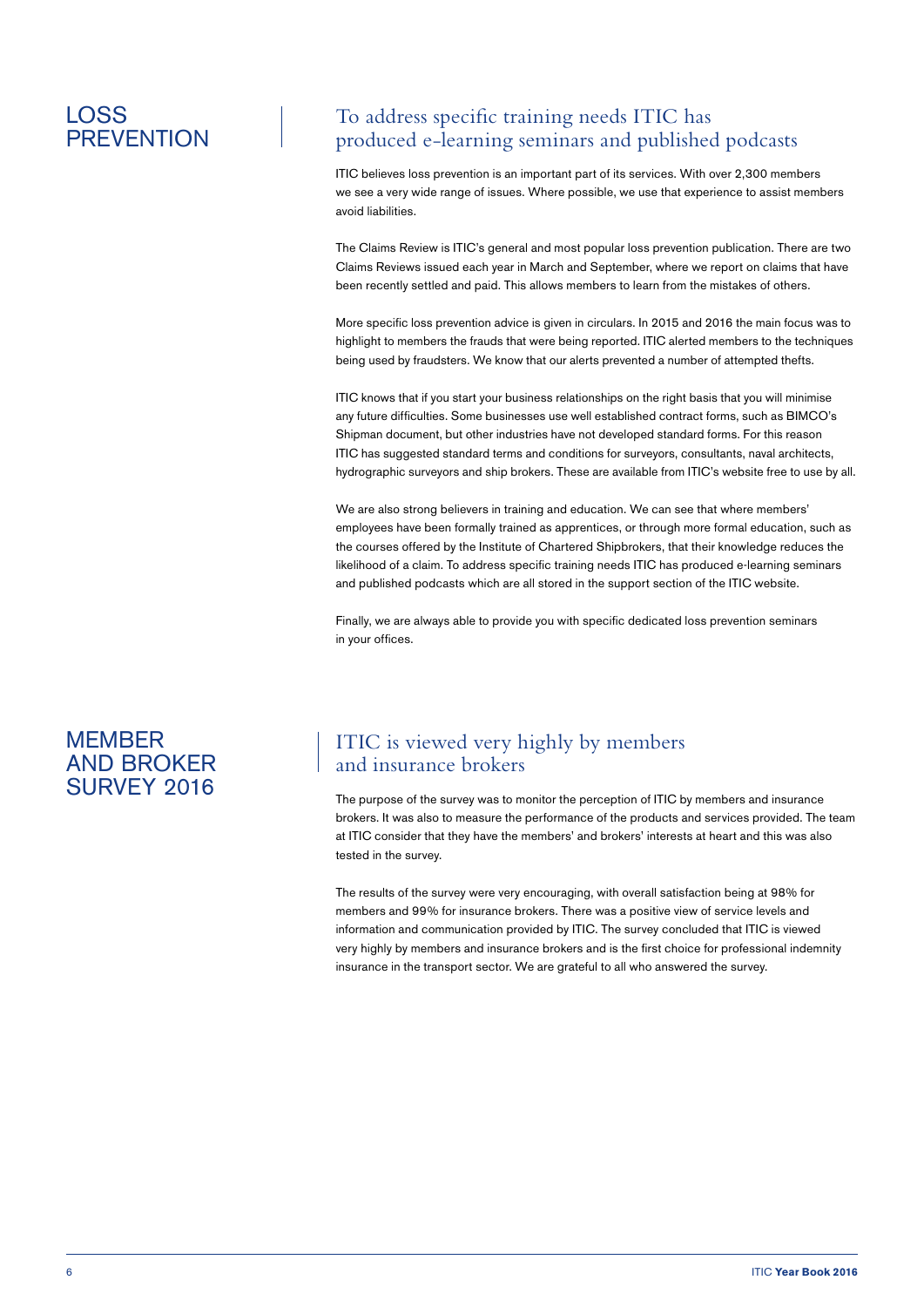# LOSS PREVENTION

## To address specific training needs ITIC has produced e-learning seminars and published podcasts

ITIC believes loss prevention is an important part of its services. With over 2,300 members we see a very wide range of issues. Where possible, we use that experience to assist members avoid liabilities.

The Claims Review is ITIC's general and most popular loss prevention publication. There are two Claims Reviews issued each year in March and September, where we report on claims that have been recently settled and paid. This allows members to learn from the mistakes of others.

More specific loss prevention advice is given in circulars. In 2015 and 2016 the main focus was to highlight to members the frauds that were being reported. ITIC alerted members to the techniques being used by fraudsters. We know that our alerts prevented a number of attempted thefts.

ITIC knows that if you start your business relationships on the right basis that you will minimise any future difficulties. Some businesses use well established contract forms, such as BIMCO's Shipman document, but other industries have not developed standard forms. For this reason ITIC has suggested standard terms and conditions for surveyors, consultants, naval architects, hydrographic surveyors and ship brokers. These are available from ITIC's website free to use by all.

We are also strong believers in training and education. We can see that where members' employees have been formally trained as apprentices, or through more formal education, such as the courses offered by the Institute of Chartered Shipbrokers, that their knowledge reduces the likelihood of a claim. To address specific training needs ITIC has produced e-learning seminars and published podcasts which are all stored in the support section of the ITIC website.

Finally, we are always able to provide you with specific dedicated loss prevention seminars in your offices.

# MEMBER AND BROKER SURVEY 2016

## ITIC is viewed very highly by members and insurance brokers

The purpose of the survey was to monitor the perception of ITIC by members and insurance brokers. It was also to measure the performance of the products and services provided. The team at ITIC consider that they have the members' and brokers' interests at heart and this was also tested in the survey.

The results of the survey were very encouraging, with overall satisfaction being at 98% for members and 99% for insurance brokers. There was a positive view of service levels and information and communication provided by ITIC. The survey concluded that ITIC is viewed very highly by members and insurance brokers and is the first choice for professional indemnity insurance in the transport sector. We are grateful to all who answered the survey.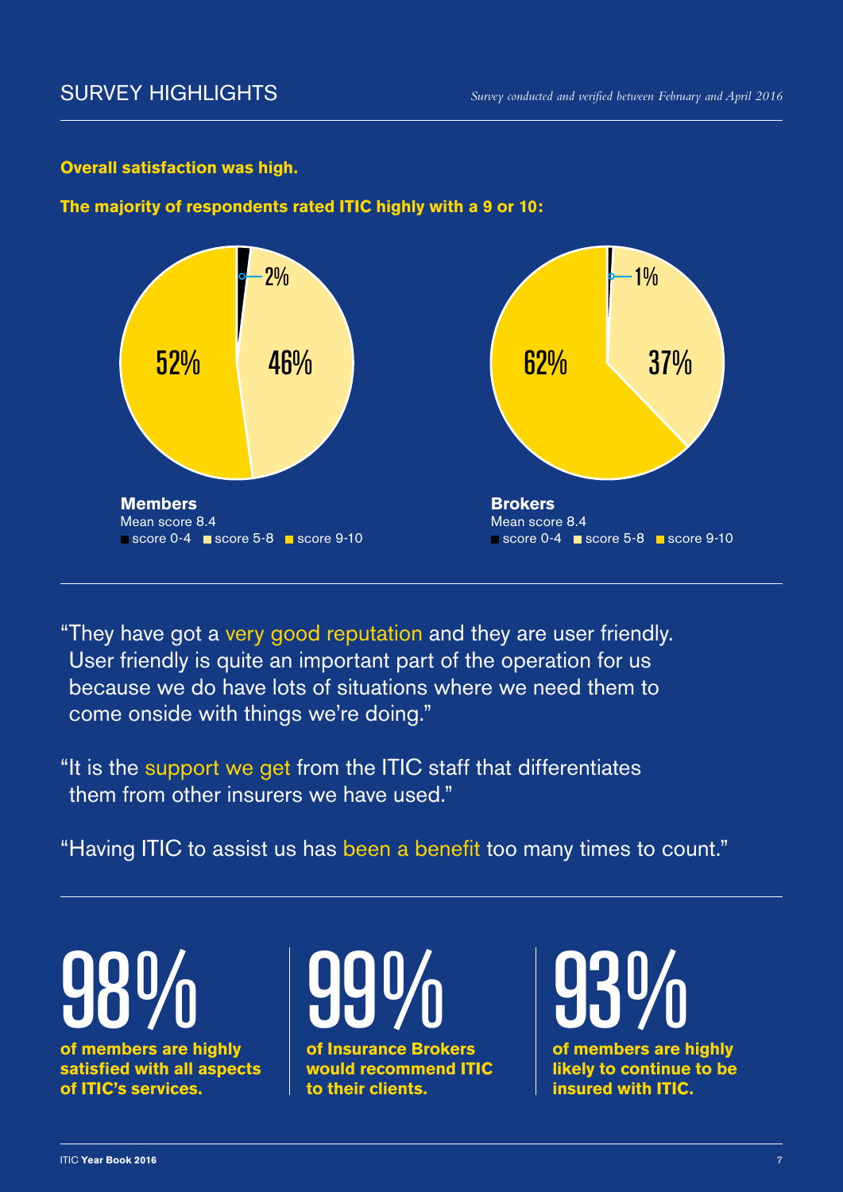## SURVEY HIGHLIGHTS

*Survey conducted and verified between February and April 2016*

**Overall satisfaction was high.**

**The majority of respondents rated ITIC highly with a 9 or 10:**

2%

52%

46%

**Members**
Mean score 8.4
score 0-4 score 5-8 score 9-10

1%

62%

37%

**Brokers**
Mean score 8.4
score 0-4 score 5-8 score 9-10

"They have got a very good reputation and they are user friendly. User friendly is quite an important part of the operation for us because we do have lots of situations where we need them to come onside with things we're doing."

"It is the support we get from the ITIC staff that differentiates them from other insurers we have used."

"Having ITIC to assist us has been a benefit too many times to count."

98%
**of members are highly satisfied with all aspects of ITIC's services.**

99%
**of Insurance Brokers would recommend ITIC to their clients.**

93%
**of members are highly likely to continue to be insured with ITIC.**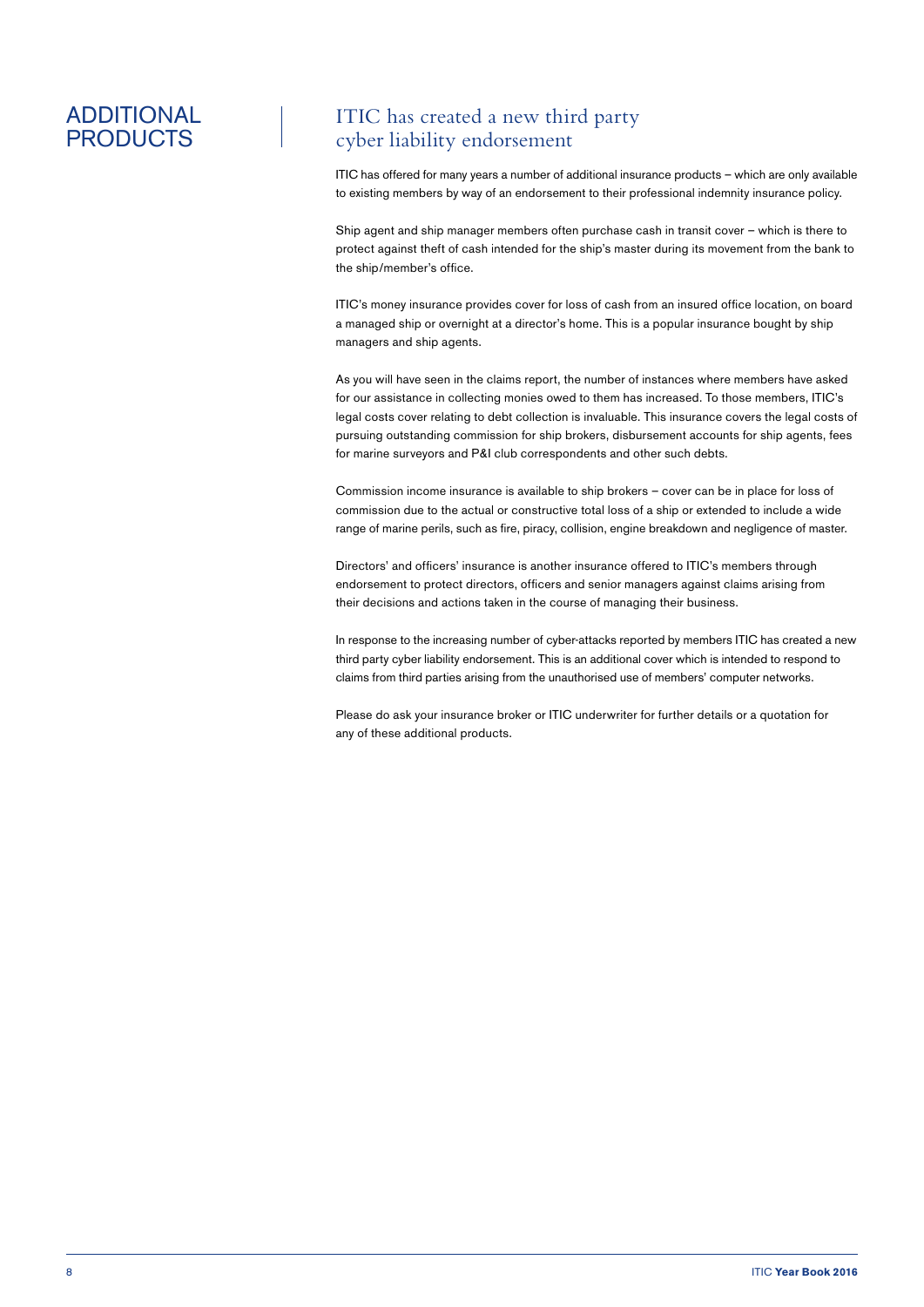# ADDITIONAL PRODUCTS

## ITIC has created a new third party cyber liability endorsement

ITIC has offered for many years a number of additional insurance products – which are only available to existing members by way of an endorsement to their professional indemnity insurance policy.

Ship agent and ship manager members often purchase cash in transit cover – which is there to protect against theft of cash intended for the ship's master during its movement from the bank to the ship/member's office.

ITIC's money insurance provides cover for loss of cash from an insured office location, on board a managed ship or overnight at a director's home. This is a popular insurance bought by ship managers and ship agents.

As you will have seen in the claims report, the number of instances where members have asked for our assistance in collecting monies owed to them has increased. To those members, ITIC's legal costs cover relating to debt collection is invaluable. This insurance covers the legal costs of pursuing outstanding commission for ship brokers, disbursement accounts for ship agents, fees for marine surveyors and P&I club correspondents and other such debts.

Commission income insurance is available to ship brokers – cover can be in place for loss of commission due to the actual or constructive total loss of a ship or extended to include a wide range of marine perils, such as fire, piracy, collision, engine breakdown and negligence of master.

Directors' and officers' insurance is another insurance offered to ITIC's members through endorsement to protect directors, officers and senior managers against claims arising from their decisions and actions taken in the course of managing their business.

In response to the increasing number of cyber-attacks reported by members ITIC has created a new third party cyber liability endorsement. This is an additional cover which is intended to respond to claims from third parties arising from the unauthorised use of members' computer networks.

Please do ask your insurance broker or ITIC underwriter for further details or a quotation for any of these additional products.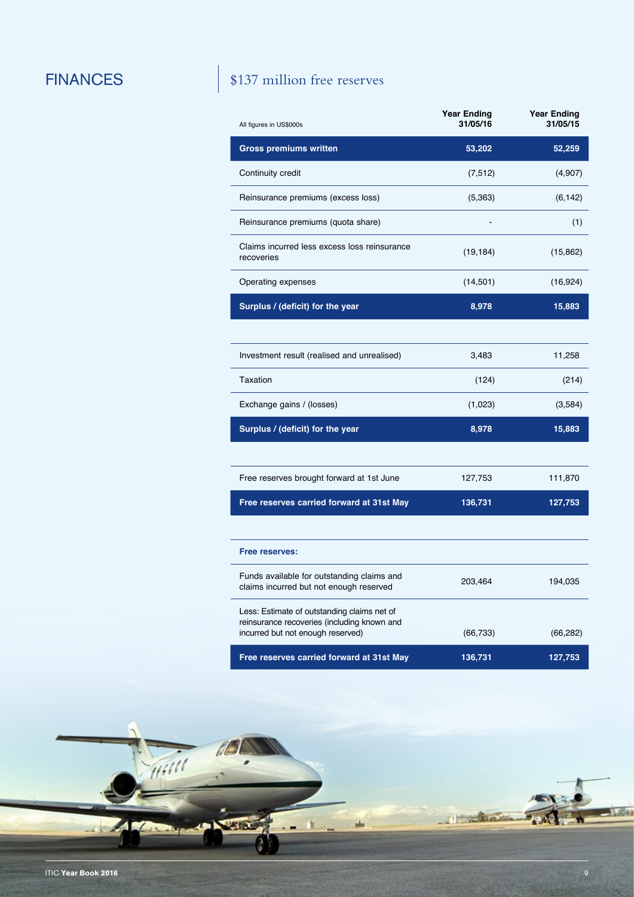# FINANCES

## $137 million free reserves

| All figures in US$000s | Year Ending 31/05/16 | Year Ending 31/05/15 |
|---|---|---|
| **Gross premiums written** | **53,202** | **52,259** |
| Continuity credit | (7,512) | (4,907) |
| Reinsurance premiums (excess loss) | (5,363) | (6,142) |
| Reinsurance premiums (quota share) | - | (1) |
| Claims incurred less excess loss reinsurance recoveries | (19,184) | (15,862) |
| Operating expenses | (14,501) | (16,924) |
| **Surplus / (deficit) for the year** | **8,978** | **15,883** |
| | | |
| Investment result (realised and unrealised) | 3,483 | 11,258 |
| Taxation | (124) | (214) |
| Exchange gains / (losses) | (1,023) | (3,584) |
| **Surplus / (deficit) for the year** | **8,978** | **15,883** |
| | | |
| Free reserves brought forward at 1st June | 127,753 | 111,870 |
| **Free reserves carried forward at 31st May** | **136,731** | **127,753** |
| | | |
| **Free reserves:** | | |
| Funds available for outstanding claims and claims incurred but not enough reserved | 203,464 | 194,035 |
| Less: Estimate of outstanding claims net of reinsurance recoveries (including known and incurred but not enough reserved) | (66,733) | (66,282) |
| **Free reserves carried forward at 31st May** | **136,731** | **127,753** |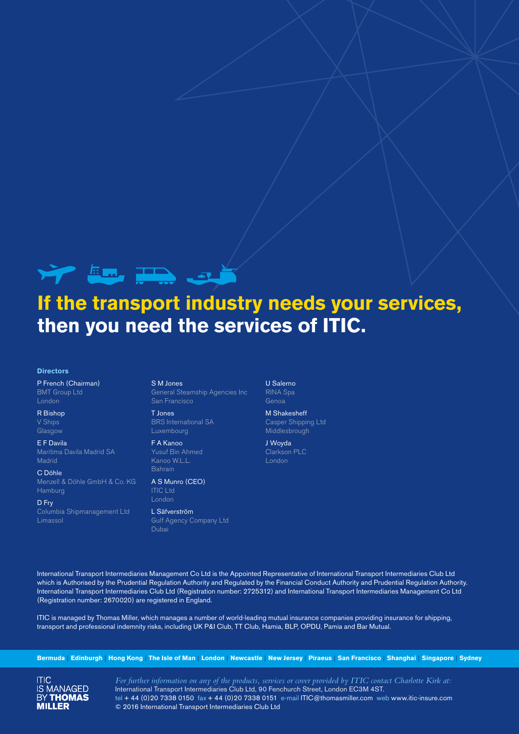## If the transport industry needs your services, then you need the services of ITIC.

**Directors**

P French (Chairman)
BMT Group Ltd
London

R Bishop
V Ships
Glasgow

E F Davila
Maritima Davila Madrid SA
Madrid

C Döhle
Menzell & Döhle GmbH & Co. KG
Hamburg

D Fry
Columbia Shipmanagement Ltd
Limassol

S M Jones
General Steamship Agencies Inc
San Francisco

T Jones
BRS International SA
Luxembourg

F A Kanoo
Yusuf Bin Ahmed
Kanoo W.L.L.
Bahrain

A S Munro (CEO)
ITIC Ltd
London

L Säfverström
Gulf Agency Company Ltd
Dubai

U Salerno
RINA Spa
Genoa

M Shakesheff
Casper Shipping Ltd
Middlesbrough

J Woyda
Clarkson PLC
London

International Transport Intermediaries Management Co Ltd is the Appointed Representative of International Transport Intermediaries Club Ltd which is Authorised by the Prudential Regulation Authority and Regulated by the Financial Conduct Authority and Prudential Regulation Authority. International Transport Intermediaries Club Ltd (Registration number: 2725312) and International Transport Intermediaries Management Co Ltd (Registration number: 2670020) are registered in England.

ITIC is managed by Thomas Miller, which manages a number of world-leading mutual insurance companies providing insurance for shipping, transport and professional indemnity risks, including UK P&I Club, TT Club, Hamia, BLP, OPDU, Pamia and Bar Mutual.

**Bermuda | Edinburgh | Hong Kong | The Isle of Man | London | Newcastle | New Jersey | Piraeus | San Francisco | Shanghai | Singapore | Sydney**

ITIC IS MANAGED BY **THOMAS MILLER**

*For further information on any of the products, services or cover provided by ITIC contact Charlotte Kirk at:*
International Transport Intermediaries Club Ltd, 90 Fenchurch Street, London EC3M 4ST.
tel + 44 (0)20 7338 0150 fax + 44 (0)20 7338 0151 e-mail ITIC@thomasmiller.com web www.itic-insure.com
© 2016 International Transport Intermediaries Club Ltd